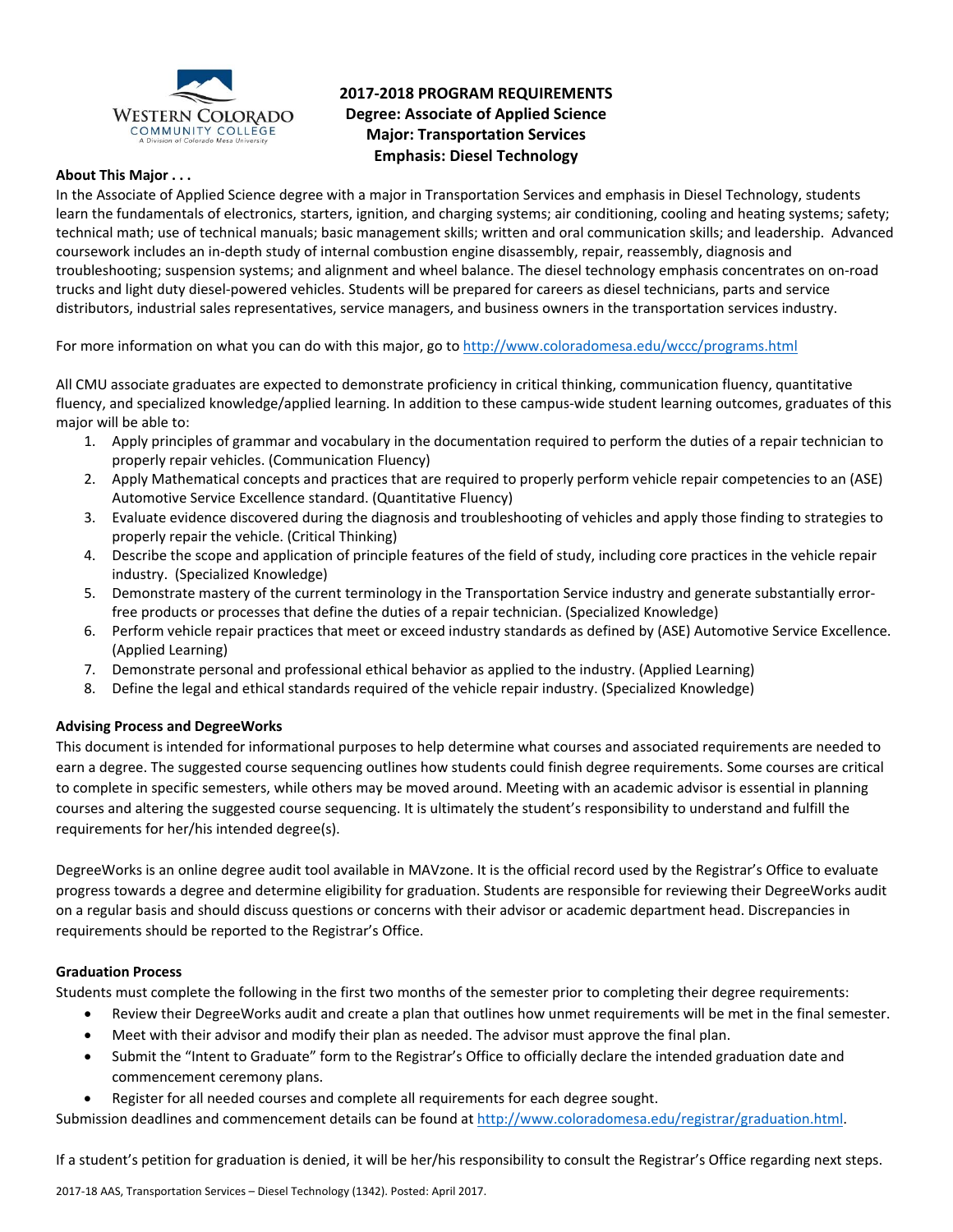# 2017-2018 PROGRAM REQUIREMENTS
## Degree: Associate of Applied Science
## Major: Transportation Services
## Emphasis: Diesel Technology

**About This Major . . .**

In the Associate of Applied Science degree with a major in Transportation Services and emphasis in Diesel Technology, students learn the fundamentals of electronics, starters, ignition, and charging systems; air conditioning, cooling and heating systems; safety; technical math; use of technical manuals; basic management skills; written and oral communication skills; and leadership. Advanced coursework includes an in-depth study of internal combustion engine disassembly, repair, reassembly, diagnosis and troubleshooting; suspension systems; and alignment and wheel balance. The diesel technology emphasis concentrates on on-road trucks and light duty diesel-powered vehicles. Students will be prepared for careers as diesel technicians, parts and service distributors, industrial sales representatives, service managers, and business owners in the transportation services industry.

For more information on what you can do with this major, go to http://www.coloradomesa.edu/wccc/programs.html

All CMU associate graduates are expected to demonstrate proficiency in critical thinking, communication fluency, quantitative fluency, and specialized knowledge/applied learning. In addition to these campus-wide student learning outcomes, graduates of this major will be able to:

1. Apply principles of grammar and vocabulary in the documentation required to perform the duties of a repair technician to properly repair vehicles. (Communication Fluency)
2. Apply Mathematical concepts and practices that are required to properly perform vehicle repair competencies to an (ASE) Automotive Service Excellence standard. (Quantitative Fluency)
3. Evaluate evidence discovered during the diagnosis and troubleshooting of vehicles and apply those finding to strategies to properly repair the vehicle. (Critical Thinking)
4. Describe the scope and application of principle features of the field of study, including core practices in the vehicle repair industry. (Specialized Knowledge)
5. Demonstrate mastery of the current terminology in the Transportation Service industry and generate substantially error-free products or processes that define the duties of a repair technician. (Specialized Knowledge)
6. Perform vehicle repair practices that meet or exceed industry standards as defined by (ASE) Automotive Service Excellence. (Applied Learning)
7. Demonstrate personal and professional ethical behavior as applied to the industry. (Applied Learning)
8. Define the legal and ethical standards required of the vehicle repair industry. (Specialized Knowledge)

**Advising Process and DegreeWorks**

This document is intended for informational purposes to help determine what courses and associated requirements are needed to earn a degree. The suggested course sequencing outlines how students could finish degree requirements. Some courses are critical to complete in specific semesters, while others may be moved around. Meeting with an academic advisor is essential in planning courses and altering the suggested course sequencing. It is ultimately the student's responsibility to understand and fulfill the requirements for her/his intended degree(s).

DegreeWorks is an online degree audit tool available in MAVzone. It is the official record used by the Registrar's Office to evaluate progress towards a degree and determine eligibility for graduation. Students are responsible for reviewing their DegreeWorks audit on a regular basis and should discuss questions or concerns with their advisor or academic department head. Discrepancies in requirements should be reported to the Registrar's Office.

**Graduation Process**

Students must complete the following in the first two months of the semester prior to completing their degree requirements:

- Review their DegreeWorks audit and create a plan that outlines how unmet requirements will be met in the final semester.
- Meet with their advisor and modify their plan as needed. The advisor must approve the final plan.
- Submit the "Intent to Graduate" form to the Registrar's Office to officially declare the intended graduation date and commencement ceremony plans.
- Register for all needed courses and complete all requirements for each degree sought.

Submission deadlines and commencement details can be found at http://www.coloradomesa.edu/registrar/graduation.html.

If a student's petition for graduation is denied, it will be her/his responsibility to consult the Registrar's Office regarding next steps.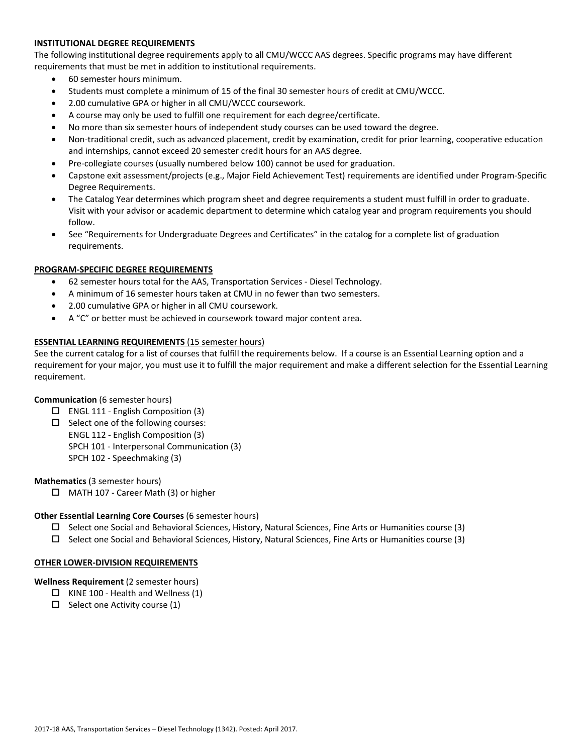## INSTITUTIONAL DEGREE REQUIREMENTS

The following institutional degree requirements apply to all CMU/WCCC AAS degrees. Specific programs may have different requirements that must be met in addition to institutional requirements.

- 60 semester hours minimum.
- Students must complete a minimum of 15 of the final 30 semester hours of credit at CMU/WCCC.
- 2.00 cumulative GPA or higher in all CMU/WCCC coursework.
- A course may only be used to fulfill one requirement for each degree/certificate.
- No more than six semester hours of independent study courses can be used toward the degree.
- Non-traditional credit, such as advanced placement, credit by examination, credit for prior learning, cooperative education and internships, cannot exceed 20 semester credit hours for an AAS degree.
- Pre-collegiate courses (usually numbered below 100) cannot be used for graduation.
- Capstone exit assessment/projects (e.g., Major Field Achievement Test) requirements are identified under Program-Specific Degree Requirements.
- The Catalog Year determines which program sheet and degree requirements a student must fulfill in order to graduate. Visit with your advisor or academic department to determine which catalog year and program requirements you should follow.
- See "Requirements for Undergraduate Degrees and Certificates" in the catalog for a complete list of graduation requirements.

## PROGRAM-SPECIFIC DEGREE REQUIREMENTS

- 62 semester hours total for the AAS, Transportation Services - Diesel Technology.
- A minimum of 16 semester hours taken at CMU in no fewer than two semesters.
- 2.00 cumulative GPA or higher in all CMU coursework.
- A "C" or better must be achieved in coursework toward major content area.

## ESSENTIAL LEARNING REQUIREMENTS (15 semester hours)

See the current catalog for a list of courses that fulfill the requirements below. If a course is an Essential Learning option and a requirement for your major, you must use it to fulfill the major requirement and make a different selection for the Essential Learning requirement.

**Communication** (6 semester hours)

- ☐ ENGL 111 - English Composition (3)
- ☐ Select one of the following courses:
  ENGL 112 - English Composition (3)
  SPCH 101 - Interpersonal Communication (3)
  SPCH 102 - Speechmaking (3)

**Mathematics** (3 semester hours)

- ☐ MATH 107 - Career Math (3) or higher

**Other Essential Learning Core Courses** (6 semester hours)

- ☐ Select one Social and Behavioral Sciences, History, Natural Sciences, Fine Arts or Humanities course (3)
- ☐ Select one Social and Behavioral Sciences, History, Natural Sciences, Fine Arts or Humanities course (3)

## OTHER LOWER-DIVISION REQUIREMENTS

**Wellness Requirement** (2 semester hours)

- ☐ KINE 100 - Health and Wellness (1)
- ☐ Select one Activity course (1)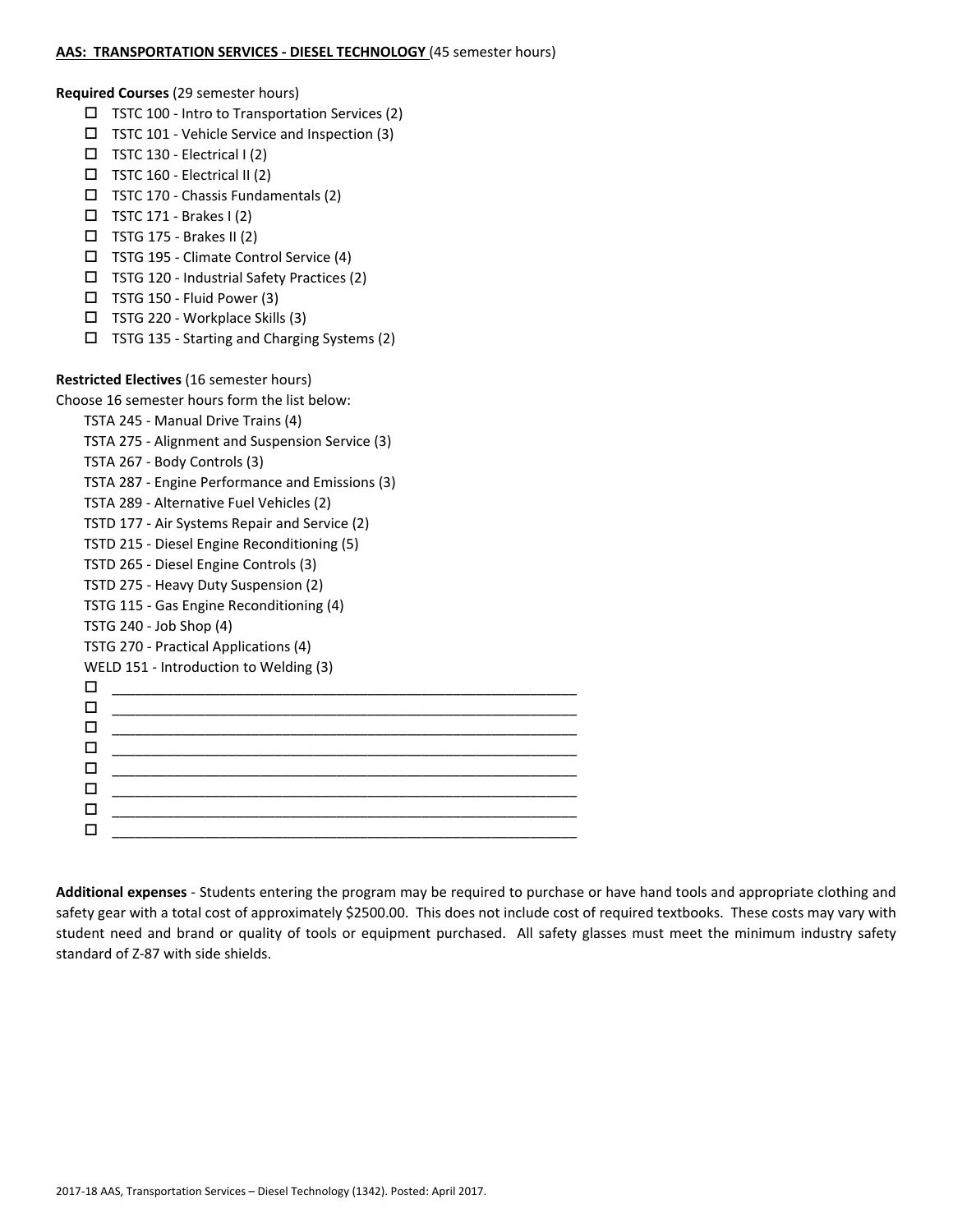**AAS: TRANSPORTATION SERVICES - DIESEL TECHNOLOGY** (45 semester hours)

**Required Courses** (29 semester hours)

- ☐ TSTC 100 - Intro to Transportation Services (2)
- ☐ TSTC 101 - Vehicle Service and Inspection (3)
- ☐ TSTC 130 - Electrical I (2)
- ☐ TSTC 160 - Electrical II (2)
- ☐ TSTC 170 - Chassis Fundamentals (2)
- ☐ TSTC 171 - Brakes I (2)
- ☐ TSTG 175 - Brakes II (2)
- ☐ TSTG 195 - Climate Control Service (4)
- ☐ TSTG 120 - Industrial Safety Practices (2)
- ☐ TSTG 150 - Fluid Power (3)
- ☐ TSTG 220 - Workplace Skills (3)
- ☐ TSTG 135 - Starting and Charging Systems (2)

**Restricted Electives** (16 semester hours)

Choose 16 semester hours form the list below:

TSTA 245 - Manual Drive Trains (4)
TSTA 275 - Alignment and Suspension Service (3)
TSTA 267 - Body Controls (3)
TSTA 287 - Engine Performance and Emissions (3)
TSTA 289 - Alternative Fuel Vehicles (2)
TSTD 177 - Air Systems Repair and Service (2)
TSTD 215 - Diesel Engine Reconditioning (5)
TSTD 265 - Diesel Engine Controls (3)
TSTD 275 - Heavy Duty Suspension (2)
TSTG 115 - Gas Engine Reconditioning (4)
TSTG 240 - Job Shop (4)
TSTG 270 - Practical Applications (4)
WELD 151 - Introduction to Welding (3)

- ☐ ____________________________________________________________
- ☐ ____________________________________________________________
- ☐ ____________________________________________________________
- ☐ ____________________________________________________________
- ☐ ____________________________________________________________
- ☐ ____________________________________________________________
- ☐ ____________________________________________________________
- ☐ ____________________________________________________________

**Additional expenses** - Students entering the program may be required to purchase or have hand tools and appropriate clothing and safety gear with a total cost of approximately $2500.00. This does not include cost of required textbooks. These costs may vary with student need and brand or quality of tools or equipment purchased. All safety glasses must meet the minimum industry safety standard of Z-87 with side shields.

2017-18 AAS, Transportation Services – Diesel Technology (1342). Posted: April 2017.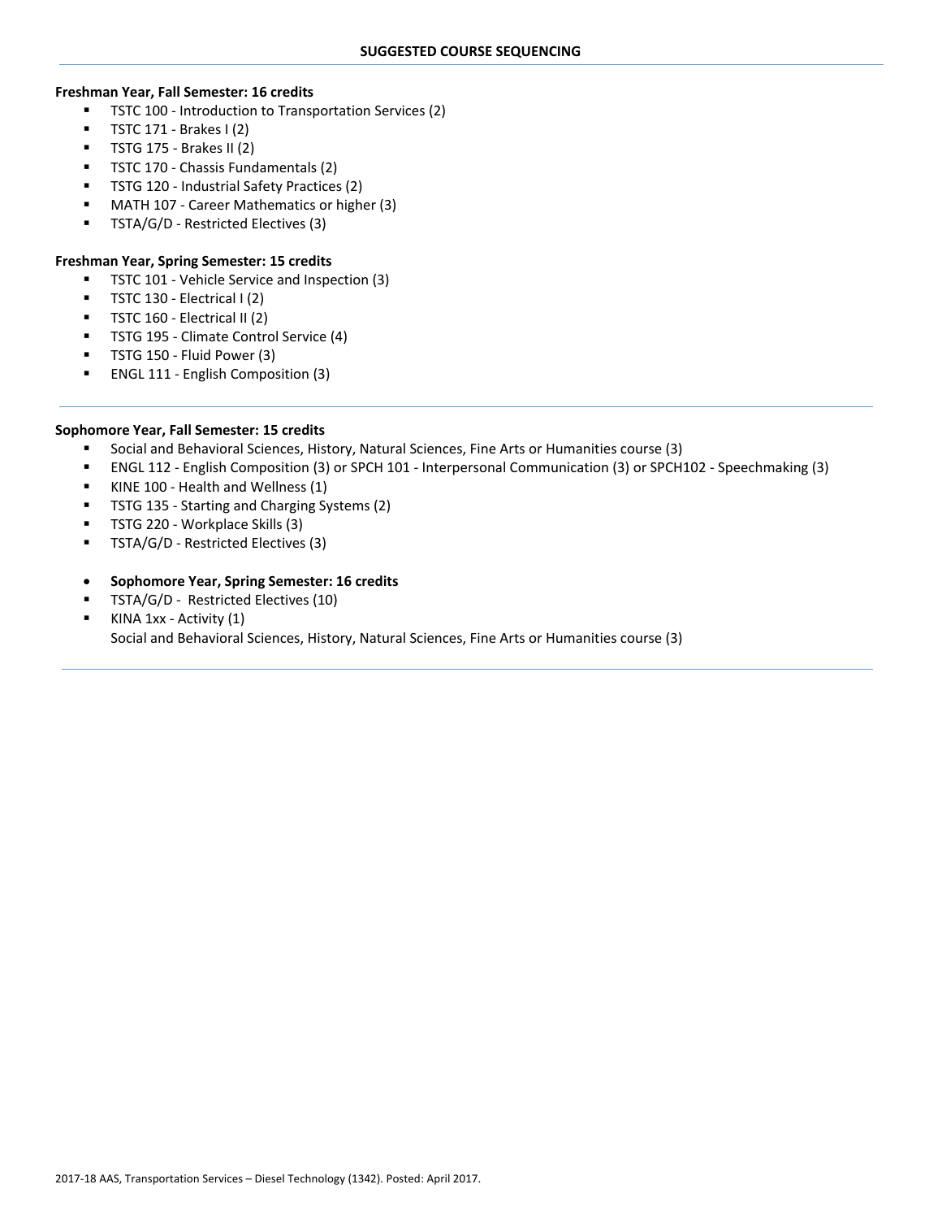## SUGGESTED COURSE SEQUENCING

**Freshman Year, Fall Semester: 16 credits**

- TSTC 100 - Introduction to Transportation Services (2)
- TSTC 171 - Brakes I (2)
- TSTG 175 - Brakes II (2)
- TSTC 170 - Chassis Fundamentals (2)
- TSTG 120 - Industrial Safety Practices (2)
- MATH 107 - Career Mathematics or higher (3)
- TSTA/G/D - Restricted Electives (3)

**Freshman Year, Spring Semester: 15 credits**

- TSTC 101 - Vehicle Service and Inspection (3)
- TSTC 130 - Electrical I (2)
- TSTC 160 - Electrical II (2)
- TSTG 195 - Climate Control Service (4)
- TSTG 150 - Fluid Power (3)
- ENGL 111 - English Composition (3)

**Sophomore Year, Fall Semester: 15 credits**

- Social and Behavioral Sciences, History, Natural Sciences, Fine Arts or Humanities course (3)
- ENGL 112 - English Composition (3) or SPCH 101 - Interpersonal Communication (3) or SPCH102 - Speechmaking (3)
- KINE 100 - Health and Wellness (1)
- TSTG 135 - Starting and Charging Systems (2)
- TSTG 220 - Workplace Skills (3)
- TSTA/G/D - Restricted Electives (3)

- **Sophomore Year, Spring Semester: 16 credits**
- TSTA/G/D - Restricted Electives (10)
- KINA 1xx - Activity (1)
  Social and Behavioral Sciences, History, Natural Sciences, Fine Arts or Humanities course (3)

2017-18 AAS, Transportation Services – Diesel Technology (1342). Posted: April 2017.